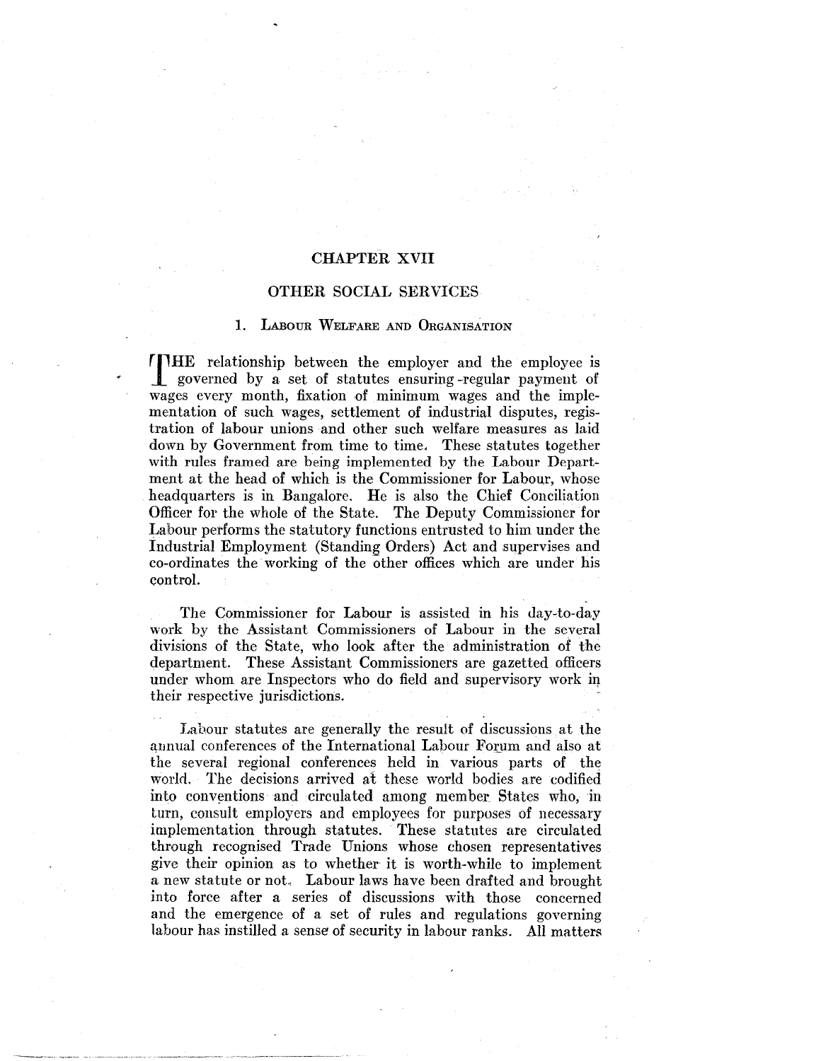# CHAPTER XVII

## OTHER SOCIAL SERVICES

### 1. Labour Welfare and Organisation

THE relationship between the employer and the employee is governed by a set of statutes ensuring -regular payment of wages every month, fixation of minimum wages and the implementation of such wages, settlement of industrial disputes, registration of labour unions and other such welfare measures as laid down by Government from time to time. These statutes together with rules framed are being implemented by the Labour Department at the head of which is the Commissioner for Labour, whose headquarters is in Bangalore. He is also the Chief Conciliation Officer for the whole of the State. The Deputy Commissioner for Labour performs the statutory functions entrusted to him under the Industrial Employment (Standing Orders) Act and supervises and co-ordinates the working of the other offices which are under his control.

The Commissioner for Labour is assisted in his day-to-day work by the Assistant Commissioners of Labour in the several divisions of the State, who look after the administration of the department. These Assistant Commissioners are gazetted officers under whom are Inspectors who do field and supervisory work in their respective jurisdictions.

Labour statutes are generally the result of discussions at the annual conferences of the International Labour Forum and also at the several regional conferences held in various parts of the world. The decisions arrived at these world bodies are codified into conventions and circulated among member States who, in turn, consult employers and employees for purposes of necessary implementation through statutes. These statutes are circulated through recognised Trade Unions whose chosen representatives give their opinion as to whether it is worth-while to implement a new statute or not. Labour laws have been drafted and brought into force after a series of discussions with those concerned and the emergence of a set of rules and regulations governing labour has instilled a sense of security in labour ranks. All matters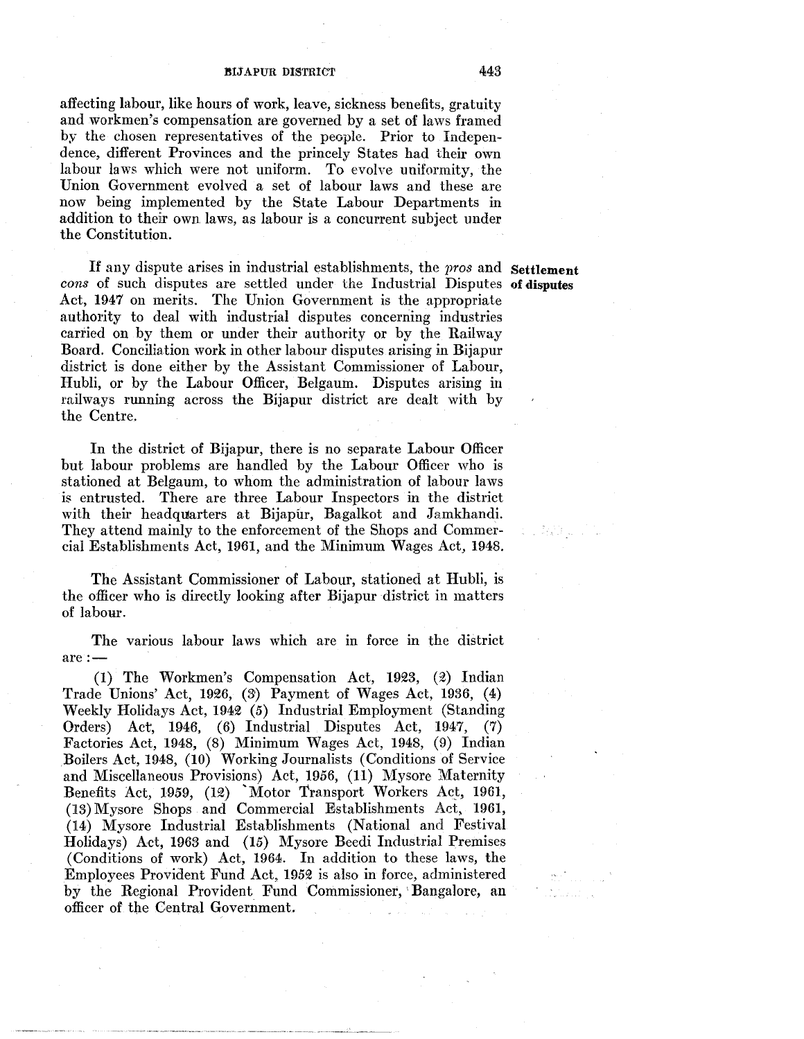affecting labour, like hours of work, leave, sickness benefits, gratuity and workmen's compensation are governed by a set of laws framed by the chosen representatives of the people. Prior to Independence, different Provinces and the princely States had their own labour laws which were not uniform. To evolve uniformity, the Union Government evolved a set of labour laws and these are now being implemented by the State Labour Departments in addition to their own laws, as labour is a concurrent subject under the Constitution.

**Settlement of disputes**

If any dispute arises in industrial establishments, the *pros* and *cons* of such disputes are settled under the Industrial Disputes Act, 1947 on merits. The Union Government is the appropriate authority to deal with industrial disputes concerning industries carried on by them or under their authority or by the Railway Board. Conciliation work in other labour disputes arising in Bijapur district is done either by the Assistant Commissioner of Labour, Hubli, or by the Labour Officer, Belgaum. Disputes arising in railways running across the Bijapur district are dealt with by the Centre.

In the district of Bijapur, there is no separate Labour Officer but labour problems are handled by the Labour Officer who is stationed at Belgaum, to whom the administration of labour laws is entrusted. There are three Labour Inspectors in the district with their headquarters at Bijapur, Bagalkot and Jamkhandi. They attend mainly to the enforcement of the Shops and Commercial Establishments Act, 1961, and the Minimum Wages Act, 1948.

The Assistant Commissioner of Labour, stationed at Hubli, is the officer who is directly looking after Bijapur district in matters of labour.

The various labour laws which are in force in the district are :—

(1) The Workmen's Compensation Act, 1923, (2) Indian Trade Unions' Act, 1926, (3) Payment of Wages Act, 1936, (4) Weekly Holidays Act, 1942 (5) Industrial Employment (Standing Orders) Act, 1946, (6) Industrial Disputes Act, 1947, (7) Factories Act, 1948, (8) Minimum Wages Act, 1948, (9) Indian Boilers Act, 1948, (10) Working Journalists (Conditions of Service and Miscellaneous Provisions) Act, 1956, (11) Mysore Maternity Benefits Act, 1959, (12) Motor Transport Workers Act, 1961, (13) Mysore Shops and Commercial Establishments Act, 1961, (14) Mysore Industrial Establishments (National and Festival Holidays) Act, 1963 and (15) Mysore Beedi Industrial Premises (Conditions of work) Act, 1964. In addition to these laws, the Employees Provident Fund Act, 1952 is also in force, administered by the Regional Provident Fund Commissioner, Bangalore, an officer of the Central Government.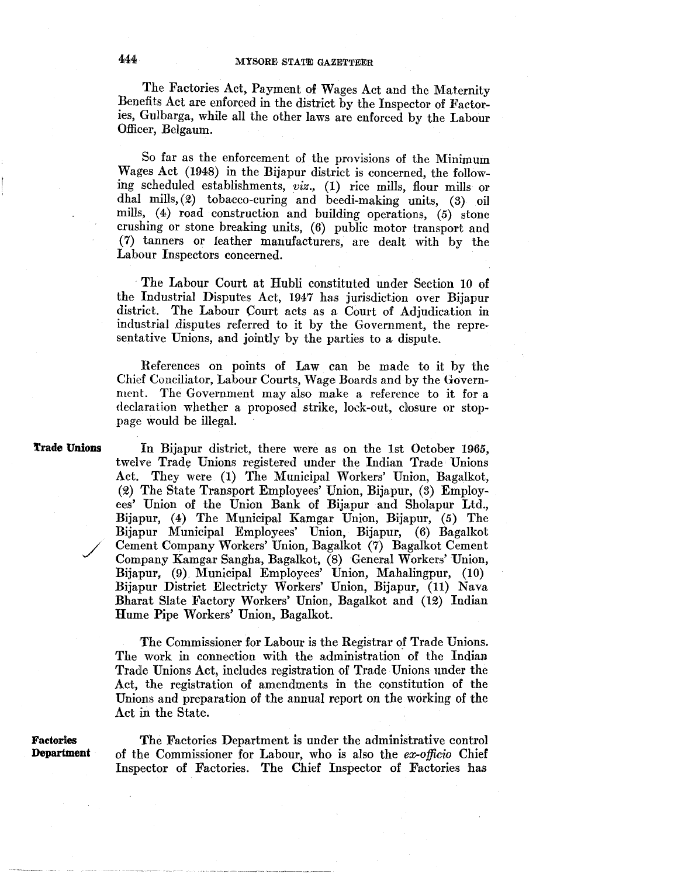The Factories Act, Payment of Wages Act and the Maternity Benefits Act are enforced in the district by the Inspector of Factories, Gulbarga, while all the other laws are enforced by the Labour Officer, Belgaum.

So far as the enforcement of the provisions of the Minimum Wages Act (1948) in the Bijapur district is concerned, the following scheduled establishments, *viz.,* (1) rice mills, flour mills or dhal mills, (2) tobacco-curing and beedi-making units, (3) oil mills, (4) road construction and building operations, (5) stone crushing or stone breaking units, (6) public motor transport and (7) tanners or leather manufacturers, are dealt with by the Labour Inspectors concerned.

The Labour Court at Hubli constituted under Section 10 of the Industrial Disputes Act, 1947 has jurisdiction over Bijapur district. The Labour Court acts as a Court of Adjudication in industrial disputes referred to it by the Government, the representative Unions, and jointly by the parties to a dispute.

References on points of Law can be made to it by the Chief Conciliator, Labour Courts, Wage Boards and by the Government. The Government may also make a reference to it for a declaration whether a proposed strike, lock-out, closure or stoppage would be illegal.

**Trade Unions**

In Bijapur district, there were as on the 1st October 1965, twelve Trade Unions registered under the Indian Trade Unions Act. They were (1) The Municipal Workers' Union, Bagalkot, (2) The State Transport Employees' Union, Bijapur, (3) Employees' Union of the Union Bank of Bijapur and Sholapur Ltd., Bijapur, (4) The Municipal Kamgar Union, Bijapur, (5) The Bijapur Municipal Employees' Union, Bijapur, (6) Bagalkot Cement Company Workers' Union, Bagalkot (7) Bagalkot Cement Company Kamgar Sangha, Bagalkot, (8) General Workers' Union, Bijapur, (9) Municipal Employees' Union, Mahalingpur, (10) Bijapur District Electricty Workers' Union, Bijapur, (11) Nava Bharat Slate Factory Workers' Union, Bagalkot and (12) Indian Hume Pipe Workers' Union, Bagalkot.

The Commissioner for Labour is the Registrar of Trade Unions. The work in connection with the administration of the Indian Trade Unions Act, includes registration of Trade Unions under the Act, the registration of amendments in the constitution of the Unions and preparation of the annual report on the working of the Act in the State.

**Factories Department**

The Factories Department is under the administrative control of the Commissioner for Labour, who is also the *ex-officio* Chief Inspector of Factories. The Chief Inspector of Factories has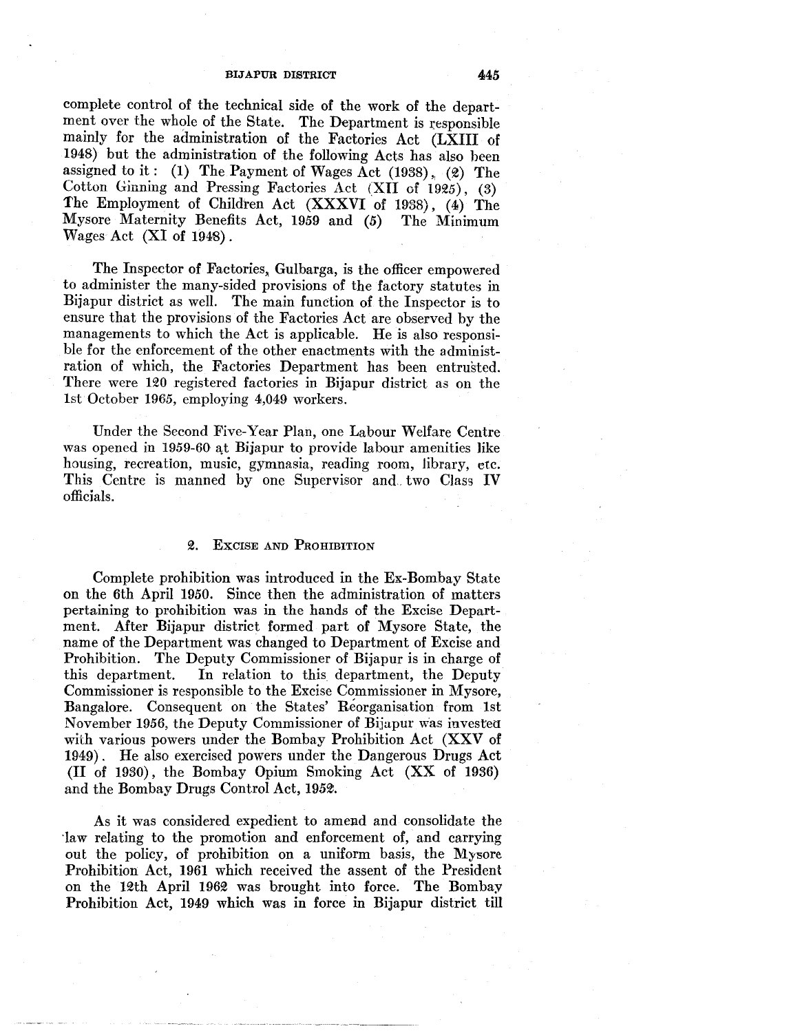complete control of the technical side of the work of the department over the whole of the State. The Department is responsible mainly for the administration of the Factories Act (LXIII of 1948) but the administration of the following Acts has also been assigned to it: (1) The Payment of Wages Act (1938), (2) The Cotton Ginning and Pressing Factories Act (XII of 1925), (3) The Employment of Children Act (XXXVI of 1938), (4) The Mysore Maternity Benefits Act, 1959 and (5) The Minimum Wages Act (XI of 1948).

The Inspector of Factories, Gulbarga, is the officer empowered to administer the many-sided provisions of the factory statutes in Bijapur district as well. The main function of the Inspector is to ensure that the provisions of the Factories Act are observed by the managements to which the Act is applicable. He is also responsible for the enforcement of the other enactments with the administration of which, the Factories Department has been entrusted. There were 120 registered factories in Bijapur district as on the 1st October 1965, employing 4,049 workers.

Under the Second Five-Year Plan, one Labour Welfare Centre was opened in 1959-60 at Bijapur to provide labour amenities like housing, recreation, music, gymnasia, reading room, library, etc. This Centre is manned by one Supervisor and two Class IV officials.

## 2. Excise and Prohibition

Complete prohibition was introduced in the Ex-Bombay State on the 6th April 1950. Since then the administration of matters pertaining to prohibition was in the hands of the Excise Department. After Bijapur district formed part of Mysore State, the name of the Department was changed to Department of Excise and Prohibition. The Deputy Commissioner of Bijapur is in charge of this department. In relation to this department, the Deputy Commissioner is responsible to the Excise Commissioner in Mysore, Bangalore. Consequent on the States' Reorganisation from 1st November 1956, the Deputy Commissioner of Bijapur was invested with various powers under the Bombay Prohibition Act (XXV of 1949). He also exercised powers under the Dangerous Drugs Act (II of 1930), the Bombay Opium Smoking Act (XX of 1936) and the Bombay Drugs Control Act, 1952.

As it was considered expedient to amend and consolidate the law relating to the promotion and enforcement of, and carrying out the policy, of prohibition on a uniform basis, the Mysore Prohibition Act, 1961 which received the assent of the President on the 12th April 1962 was brought into force. The Bombay Prohibition Act, 1949 which was in force in Bijapur district till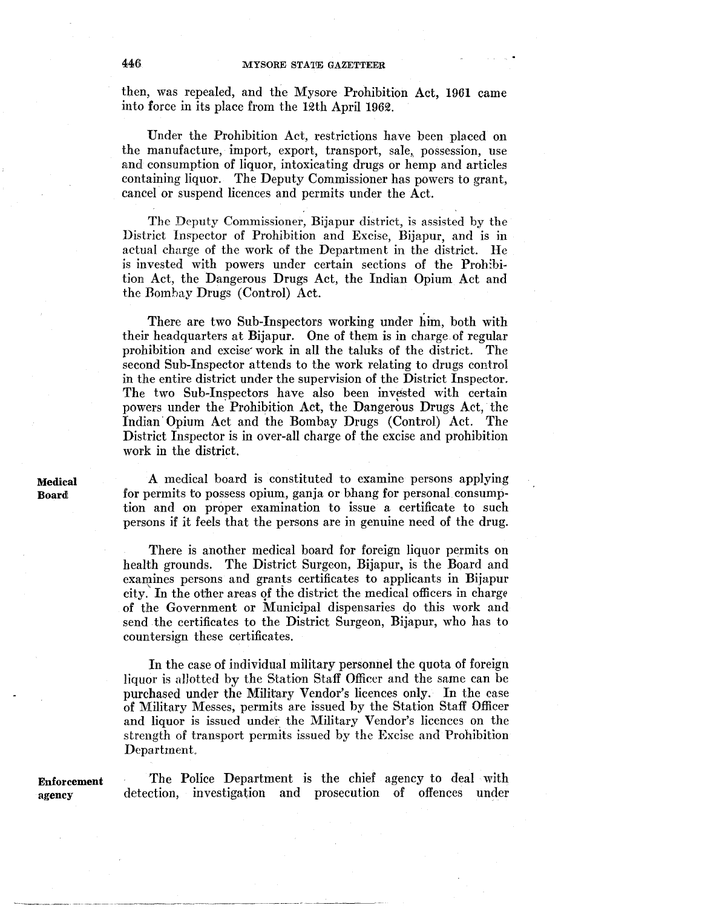then, was repealed, and the Mysore Prohibition Act, 1961 came into force in its place from the 12th April 1962.

Under the Prohibition Act, restrictions have been placed on the manufacture, import, export, transport, sale, possession, use and consumption of liquor, intoxicating drugs or hemp and articles containing liquor. The Deputy Commissioner has powers to grant, cancel or suspend licences and permits under the Act.

The Deputy Commissioner, Bijapur district, is assisted by the District Inspector of Prohibition and Excise, Bijapur, and is in actual charge of the work of the Department in the district. He is invested with powers under certain sections of the Prohibition Act, the Dangerous Drugs Act, the Indian Opium Act and the Bombay Drugs (Control) Act.

There are two Sub-Inspectors working under him, both with their headquarters at Bijapur. One of them is in charge of regular prohibition and excise work in all the taluks of the district. The second Sub-Inspector attends to the work relating to drugs control in the entire district under the supervision of the District Inspector. The two Sub-Inspectors have also been invested with certain powers under the Prohibition Act, the Dangerous Drugs Act, the Indian Opium Act and the Bombay Drugs (Control) Act. The District Inspector is in over-all charge of the excise and prohibition work in the district.

**Medical Board**

A medical board is constituted to examine persons applying for permits to possess opium, ganja or bhang for personal consumption and on proper examination to issue a certificate to such persons if it feels that the persons are in genuine need of the drug.

There is another medical board for foreign liquor permits on health grounds. The District Surgeon, Bijapur, is the Board and examines persons and grants certificates to applicants in Bijapur city. In the other areas of the district the medical officers in charge of the Government or Municipal dispensaries do this work and send the certificates to the District Surgeon, Bijapur, who has to countersign these certificates.

In the case of individual military personnel the quota of foreign liquor is allotted by the Station Staff Officer and the same can be purchased under the Military Vendor's licences only. In the case of Military Messes, permits are issued by the Station Staff Officer and liquor is issued under the Military Vendor's licences on the strength of transport permits issued by the Excise and Prohibition Department.

**Enforcement agency**

The Police Department is the chief agency to deal with detection, investigation and prosecution of offences under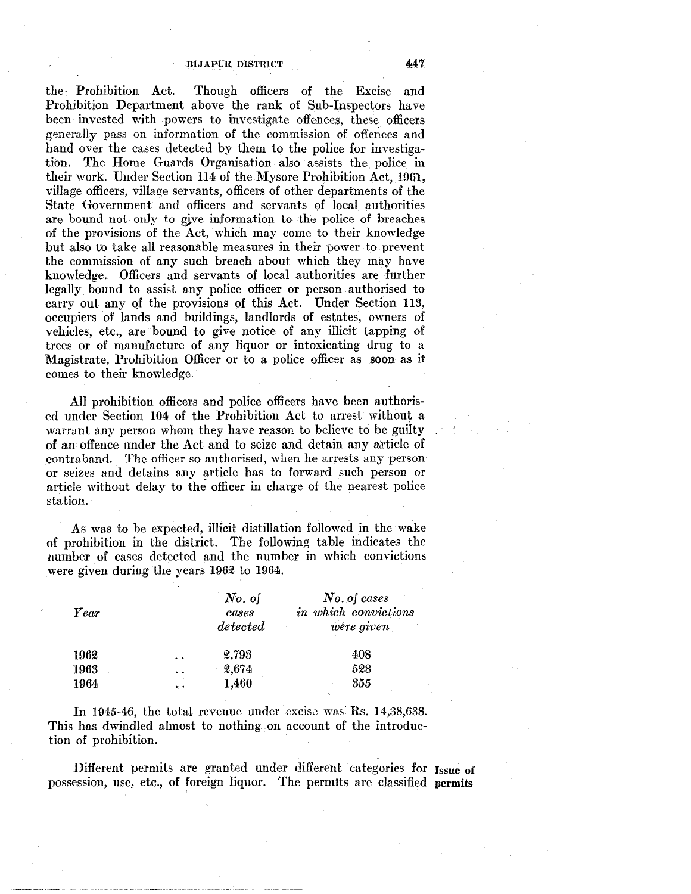the Prohibition Act. Though officers of the Excise and Prohibition Department above the rank of Sub-Inspectors have been invested with powers to investigate offences, these officers generally pass on information of the commission of offences and hand over the cases detected by them to the police for investigation. The Home Guards Organisation also assists the police in their work. Under Section 114 of the Mysore Prohibition Act, 1961, village officers, village servants, officers of other departments of the State Government and officers and servants of local authorities are bound not only to give information to the police of breaches of the provisions of the Act, which may come to their knowledge but also to take all reasonable measures in their power to prevent the commission of any such breach about which they may have knowledge. Officers and servants of local authorities are further legally bound to assist any police officer or person authorised to carry out any of the provisions of this Act. Under Section 113, occupiers of lands and buildings, landlords of estates, owners of vehicles, etc., are bound to give notice of any illicit tapping of trees or of manufacture of any liquor or intoxicating drug to a Magistrate, Prohibition Officer or to a police officer as soon as it comes to their knowledge.

All prohibition officers and police officers have been authorised under Section 104 of the Prohibition Act to arrest without a warrant any person whom they have reason to believe to be guilty of an offence under the Act and to seize and detain any article of contraband. The officer so authorised, when he arrests any person or seizes and detains any article has to forward such person or article without delay to the officer in charge of the nearest police station.

As was to be expected, illicit distillation followed in the wake of prohibition in the district. The following table indicates the number of cases detected and the number in which convictions were given during the years 1962 to 1964.

| *Year* | *No. of cases detected* | *No. of cases in which convictions were given* |
|---|---|---|
| 1962 .. | 2,793 | 408 |
| 1963 .. | 2,674 | 528 |
| 1964 .. | 1,460 | 355 |

In 1945-46, the total revenue under excise was Rs. 14,38,638. This has dwindled almost to nothing on account of the introduction of prohibition.

**Issue of permits**

Different permits are granted under different categories for possession, use, etc., of foreign liquor. The permits are classified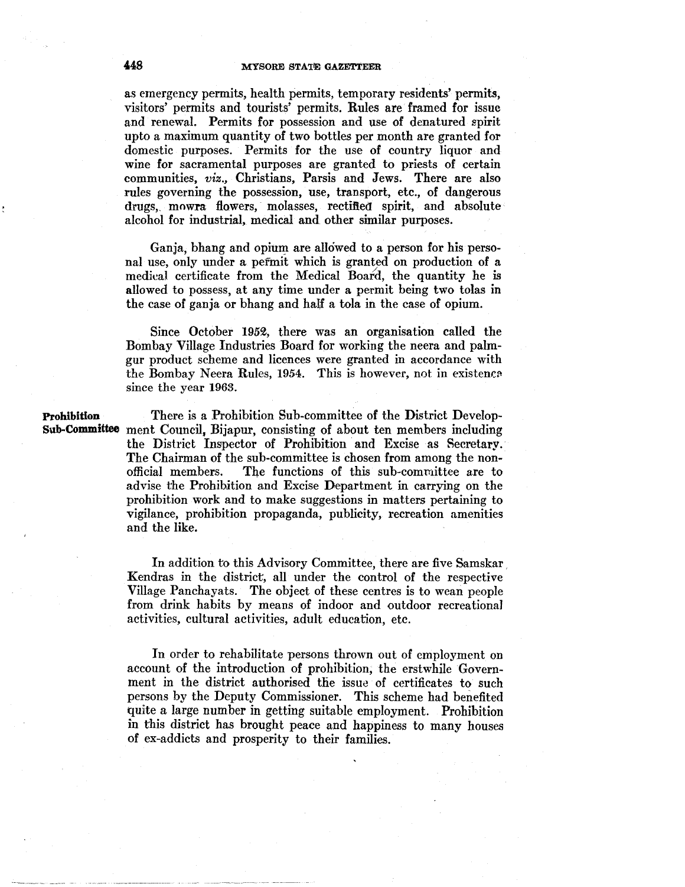as emergency permits, health permits, temporary residents' permits, visitors' permits and tourists' permits. Rules are framed for issue and renewal. Permits for possession and use of denatured spirit upto a maximum quantity of two bottles per month are granted for domestic purposes. Permits for the use of country liquor and wine for sacramental purposes are granted to priests of certain communities, *viz.*, Christians, Parsis and Jews. There are also rules governing the possession, use, transport, etc., of dangerous drugs, mowra flowers, molasses, rectified spirit, and absolute alcohol for industrial, medical and other similar purposes.

Ganja, bhang and opium are allowed to a person for his personal use, only under a permit which is granted on production of a medical certificate from the Medical Board, the quantity he is allowed to possess, at any time under a permit being two tolas in the case of ganja or bhang and half a tola in the case of opium.

Since October 1952, there was an organisation called the Bombay Village Industries Board for working the neera and palm-gur product scheme and licences were granted in accordance with the Bombay Neera Rules, 1954. This is however, not in existence since the year 1963.

**Prohibition Sub-Committee**

There is a Prohibition Sub-committee of the District Development Council, Bijapur, consisting of about ten members including the District Inspector of Prohibition and Excise as Secretary. The Chairman of the sub-committee is chosen from among the non-official members. The functions of this sub-committee are to advise the Prohibition and Excise Department in carrying on the prohibition work and to make suggestions in matters pertaining to vigilance, prohibition propaganda, publicity, recreation amenities and the like.

In addition to this Advisory Committee, there are five Samskar Kendras in the district, all under the control of the respective Village Panchayats. The object of these centres is to wean people from drink habits by means of indoor and outdoor recreational activities, cultural activities, adult education, etc.

In order to rehabilitate persons thrown out of employment on account of the introduction of prohibition, the erstwhile Government in the district authorised the issue of certificates to such persons by the Deputy Commissioner. This scheme had benefited quite a large number in getting suitable employment. Prohibition in this district has brought peace and happiness to many houses of ex-addicts and prosperity to their families.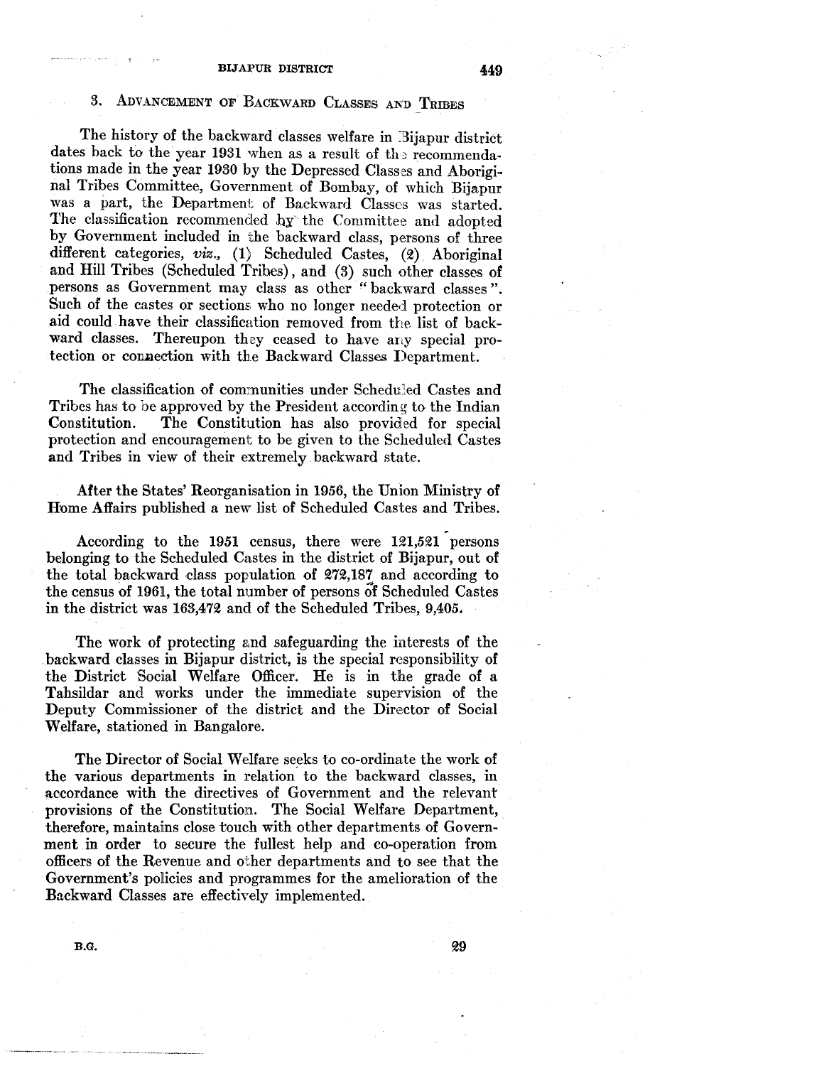## 3. Advancement of Backward Classes and Tribes

The history of the backward classes welfare in Bijapur district dates back to the year 1931 when as a result of the recommendations made in the year 1930 by the Depressed Classes and Aboriginal Tribes Committee, Government of Bombay, of which Bijapur was a part, the Department of Backward Classes was started. The classification recommended by the Committee and adopted by Government included in the backward class, persons of three different categories, *viz.,* (1) Scheduled Castes, (2) Aboriginal and Hill Tribes (Scheduled Tribes), and (3) such other classes of persons as Government may class as other "backward classes". Such of the castes or sections who no longer needed protection or aid could have their classification removed from the list of backward classes. Thereupon they ceased to have any special protection or connection with the Backward Classes Department.

The classification of communities under Scheduled Castes and Tribes has to be approved by the President according to the Indian Constitution. The Constitution has also provided for special protection and encouragement to be given to the Scheduled Castes and Tribes in view of their extremely backward state.

After the States' Reorganisation in 1956, the Union Ministry of Home Affairs published a new list of Scheduled Castes and Tribes.

According to the 1951 census, there were 121,521 persons belonging to the Scheduled Castes in the district of Bijapur, out of the total backward class population of 272,187 and according to the census of 1961, the total number of persons of Scheduled Castes in the district was 163,472 and of the Scheduled Tribes, 9,405.

The work of protecting and safeguarding the interests of the backward classes in Bijapur district, is the special responsibility of the District Social Welfare Officer. He is in the grade of a Tahsildar and works under the immediate supervision of the Deputy Commissioner of the district and the Director of Social Welfare, stationed in Bangalore.

The Director of Social Welfare seeks to co-ordinate the work of the various departments in relation to the backward classes, in accordance with the directives of Government and the relevant provisions of the Constitution. The Social Welfare Department, therefore, maintains close touch with other departments of Government in order to secure the fullest help and co-operation from officers of the Revenue and other departments and to see that the Government's policies and programmes for the amelioration of the Backward Classes are effectively implemented.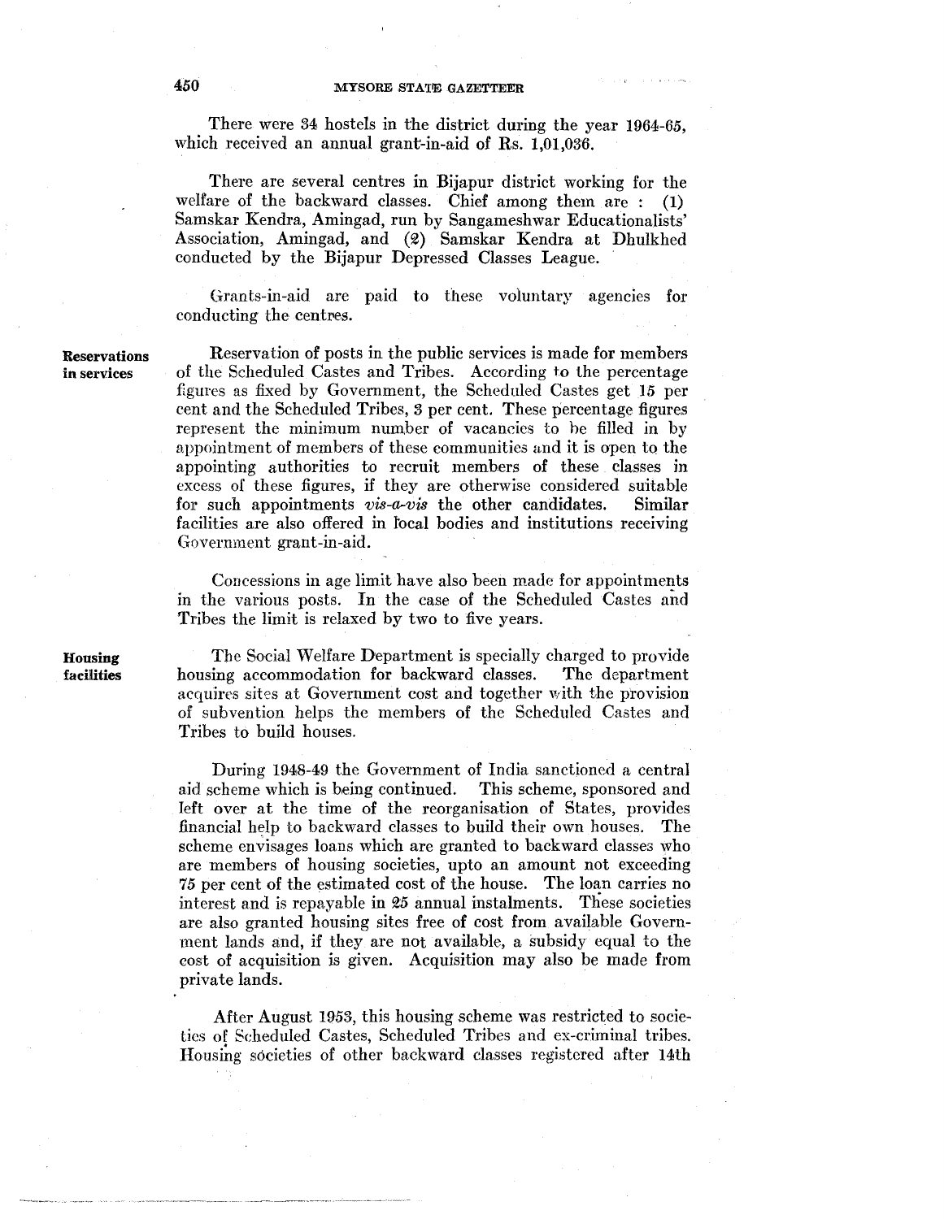There were 34 hostels in the district during the year 1964-65, which received an annual grant-in-aid of Rs. 1,01,036.

There are several centres in Bijapur district working for the welfare of the backward classes. Chief among them are : (1) Samskar Kendra, Amingad, run by Sangameshwar Educationalists' Association, Amingad, and (2) Samskar Kendra at Dhulkhed conducted by the Bijapur Depressed Classes League.

Grants-in-aid are paid to these voluntary agencies for conducting the centres.

**Reservations in services**

Reservation of posts in the public services is made for members of the Scheduled Castes and Tribes. According to the percentage figures as fixed by Government, the Scheduled Castes get 15 per cent and the Scheduled Tribes, 3 per cent. These percentage figures represent the minimum number of vacancies to be filled in by appointment of members of these communities and it is open to the appointing authorities to recruit members of these classes in excess of these figures, if they are otherwise considered suitable for such appointments *vis-a-vis* the other candidates. Similar facilities are also offered in local bodies and institutions receiving Government grant-in-aid.

Concessions in age limit have also been made for appointments in the various posts. In the case of the Scheduled Castes and Tribes the limit is relaxed by two to five years.

**Housing facilities**

The Social Welfare Department is specially charged to provide housing accommodation for backward classes. The department acquires sites at Government cost and together with the provision of subvention helps the members of the Scheduled Castes and Tribes to build houses.

During 1948-49 the Government of India sanctioned a central aid scheme which is being continued. This scheme, sponsored and left over at the time of the reorganisation of States, provides financial help to backward classes to build their own houses. The scheme envisages loans which are granted to backward classes who are members of housing societies, upto an amount not exceeding 75 per cent of the estimated cost of the house. The loan carries no interest and is repayable in 25 annual instalments. These societies are also granted housing sites free of cost from available Government lands and, if they are not available, a subsidy equal to the cost of acquisition is given. Acquisition may also be made from private lands.

After August 1953, this housing scheme was restricted to societies of Scheduled Castes, Scheduled Tribes and ex-criminal tribes. Housing societies of other backward classes registered after 14th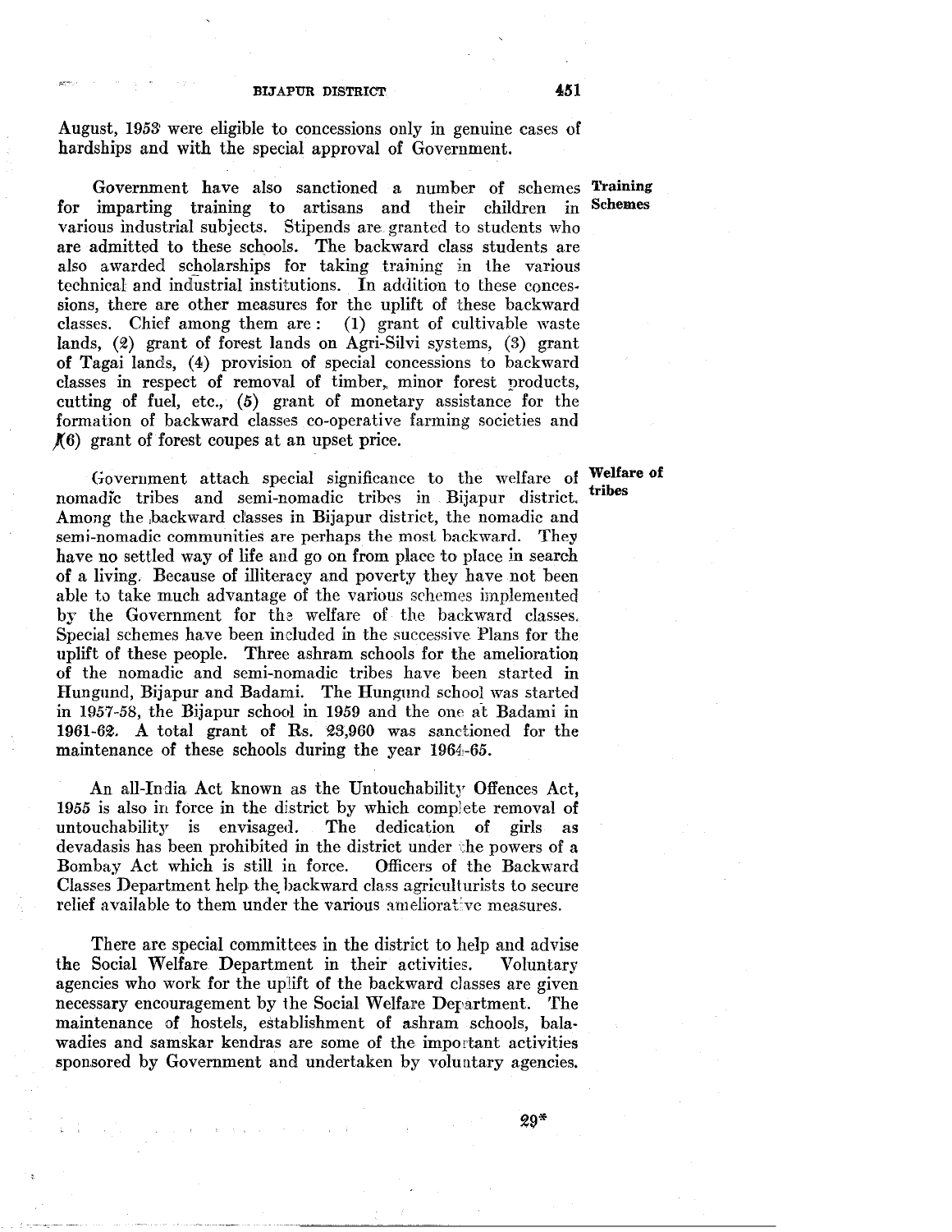August, 1953 were eligible to concessions only in genuine cases of hardships and with the special approval of Government.

**Training Schemes**

Government have also sanctioned a number of schemes for imparting training to artisans and their children in various industrial subjects. Stipends are granted to students who are admitted to these schools. The backward class students are also awarded scholarships for taking training in the various technical and industrial institutions. In addition to these concessions, there are other measures for the uplift of these backward classes. Chief among them are: (1) grant of cultivable waste lands, (2) grant of forest lands on Agri-Silvi systems, (3) grant of Tagai lands, (4) provision of special concessions to backward classes in respect of removal of timber, minor forest products, cutting of fuel, etc., (5) grant of monetary assistance for the formation of backward classes co-operative farming societies and (6) grant of forest coupes at an upset price.

**Welfare of tribes**

Government attach special significance to the welfare of nomadic tribes and semi-nomadic tribes in Bijapur district. Among the backward classes in Bijapur district, the nomadic and semi-nomadic communities are perhaps the most backward. They have no settled way of life and go on from place to place in search of a living. Because of illiteracy and poverty they have not been able to take much advantage of the various schemes implemented by the Government for the welfare of the backward classes. Special schemes have been included in the successive Plans for the uplift of these people. Three ashram schools for the amelioration of the nomadic and semi-nomadic tribes have been started in Hungund, Bijapur and Badami. The Hungund school was started in 1957-58, the Bijapur school in 1959 and the one at Badami in 1961-62. A total grant of Rs. 23,960 was sanctioned for the maintenance of these schools during the year 1964-65.

An all-India Act known as the Untouchability Offences Act, 1955 is also in force in the district by which complete removal of untouchability is envisaged. The dedication of girls as devadasis has been prohibited in the district under the powers of a Bombay Act which is still in force. Officers of the Backward Classes Department help the backward class agriculturists to secure relief available to them under the various ameliorative measures.

There are special committees in the district to help and advise the Social Welfare Department in their activities. Voluntary agencies who work for the uplift of the backward classes are given necessary encouragement by the Social Welfare Department. The maintenance of hostels, establishment of ashram schools, balawadies and samskar kendras are some of the important activities sponsored by Government and undertaken by voluntary agencies.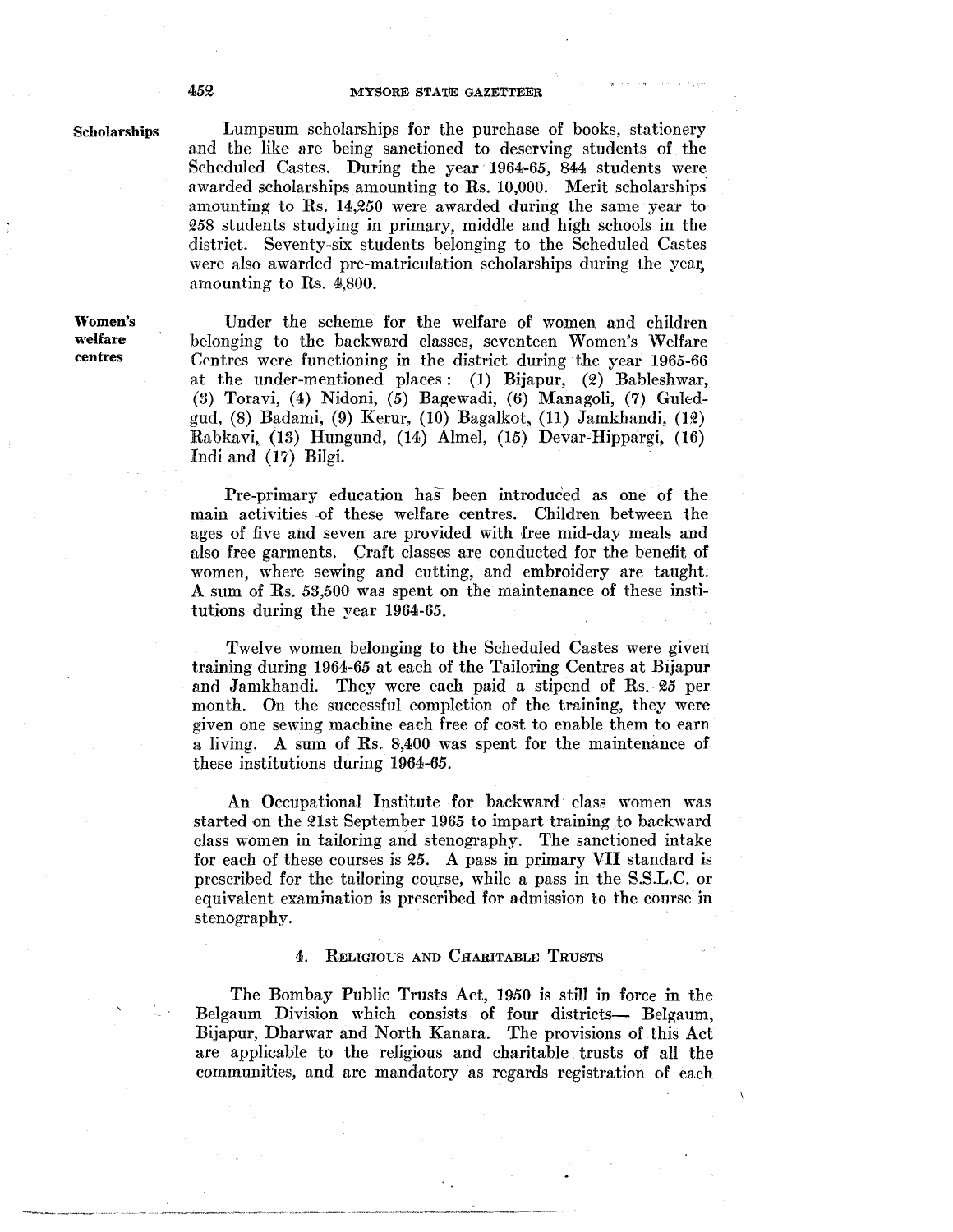**Scholarships**

Lumpsum scholarships for the purchase of books, stationery and the like are being sanctioned to deserving students of the Scheduled Castes. During the year 1964-65, 844 students were awarded scholarships amounting to Rs. 10,000. Merit scholarships amounting to Rs. 14,250 were awarded during the same year to 258 students studying in primary, middle and high schools in the district. Seventy-six students belonging to the Scheduled Castes were also awarded pre-matriculation scholarships during the year, amounting to Rs. 4,800.

**Women's welfare centres**

Under the scheme for the welfare of women and children belonging to the backward classes, seventeen Women's Welfare Centres were functioning in the district during the year 1965-66 at the under-mentioned places: (1) Bijapur, (2) Bableshwar, (3) Toravi, (4) Nidoni, (5) Bagewadi, (6) Managoli, (7) Guledgud, (8) Badami, (9) Kerur, (10) Bagalkot, (11) Jamkhandi, (12) Rabkavi, (13) Hungund, (14) Almel, (15) Devar-Hippargi, (16) Indi and (17) Bilgi.

Pre-primary education has been introduced as one of the main activities of these welfare centres. Children between the ages of five and seven are provided with free mid-day meals and also free garments. Craft classes are conducted for the benefit of women, where sewing and cutting, and embroidery are taught. A sum of Rs. 53,500 was spent on the maintenance of these institutions during the year 1964-65.

Twelve women belonging to the Scheduled Castes were given training during 1964-65 at each of the Tailoring Centres at Bijapur and Jamkhandi. They were each paid a stipend of Rs. 25 per month. On the successful completion of the training, they were given one sewing machine each free of cost to enable them to earn a living. A sum of Rs. 8,400 was spent for the maintenance of these institutions during 1964-65.

An Occupational Institute for backward class women was started on the 21st September 1965 to impart training to backward class women in tailoring and stenography. The sanctioned intake for each of these courses is 25. A pass in primary VII standard is prescribed for the tailoring course, while a pass in the S.S.L.C. or equivalent examination is prescribed for admission to the course in stenography.

## 4. Religious and Charitable Trusts

The Bombay Public Trusts Act, 1950 is still in force in the Belgaum Division which consists of four districts— Belgaum, Bijapur, Dharwar and North Kanara. The provisions of this Act are applicable to the religious and charitable trusts of all the communities, and are mandatory as regards registration of each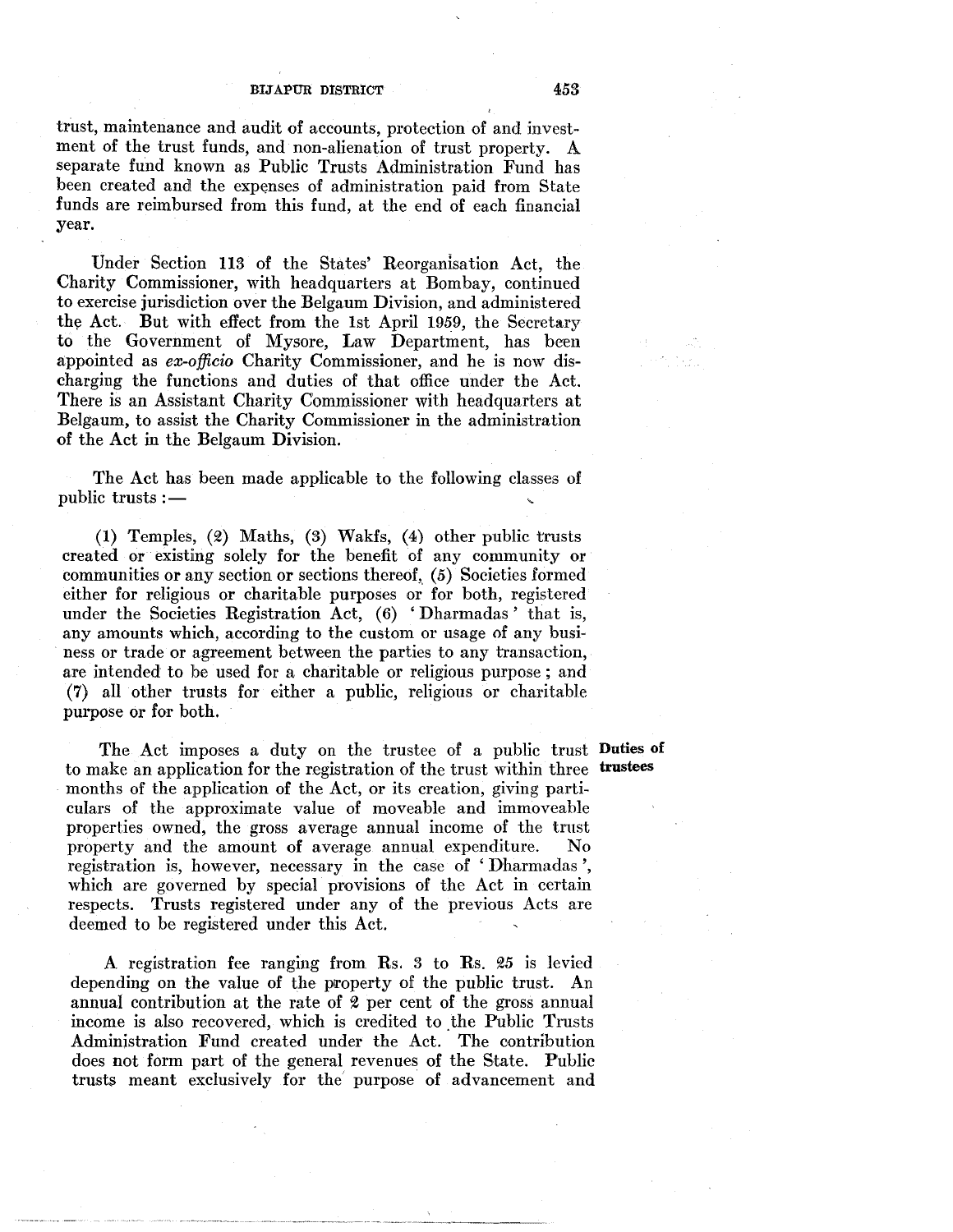trust, maintenance and audit of accounts, protection of and investment of the trust funds, and non-alienation of trust property. A separate fund known as Public Trusts Administration Fund has been created and the expenses of administration paid from State funds are reimbursed from this fund, at the end of each financial year.

Under Section 113 of the States' Reorganisation Act, the Charity Commissioner, with headquarters at Bombay, continued to exercise jurisdiction over the Belgaum Division, and administered the Act. But with effect from the 1st April 1959, the Secretary to the Government of Mysore, Law Department, has been appointed as *ex-officio* Charity Commissioner, and he is now discharging the functions and duties of that office under the Act. There is an Assistant Charity Commissioner with headquarters at Belgaum, to assist the Charity Commissioner in the administration of the Act in the Belgaum Division.

The Act has been made applicable to the following classes of public trusts :—

(1) Temples, (2) Maths, (3) Wakfs, (4) other public trusts created or existing solely for the benefit of any community or communities or any section or sections thereof, (5) Societies formed either for religious or charitable purposes or for both, registered under the Societies Registration Act, (6) 'Dharmadas' that is, any amounts which, according to the custom or usage of any business or trade or agreement between the parties to any transaction, are intended to be used for a charitable or religious purpose ; and (7) all other trusts for either a public, religious or charitable purpose or for both.

**Duties of trustees**

The Act imposes a duty on the trustee of a public trust to make an application for the registration of the trust within three months of the application of the Act, or its creation, giving particulars of the approximate value of moveable and immoveable properties owned, the gross average annual income of the trust property and the amount of average annual expenditure. No registration is, however, necessary in the case of 'Dharmadas', which are governed by special provisions of the Act in certain respects. Trusts registered under any of the previous Acts are deemed to be registered under this Act.

A registration fee ranging from Rs. 3 to Rs. 25 is levied depending on the value of the property of the public trust. An annual contribution at the rate of 2 per cent of the gross annual income is also recovered, which is credited to the Public Trusts Administration Fund created under the Act. The contribution does not form part of the general revenues of the State. Public trusts meant exclusively for the purpose of advancement and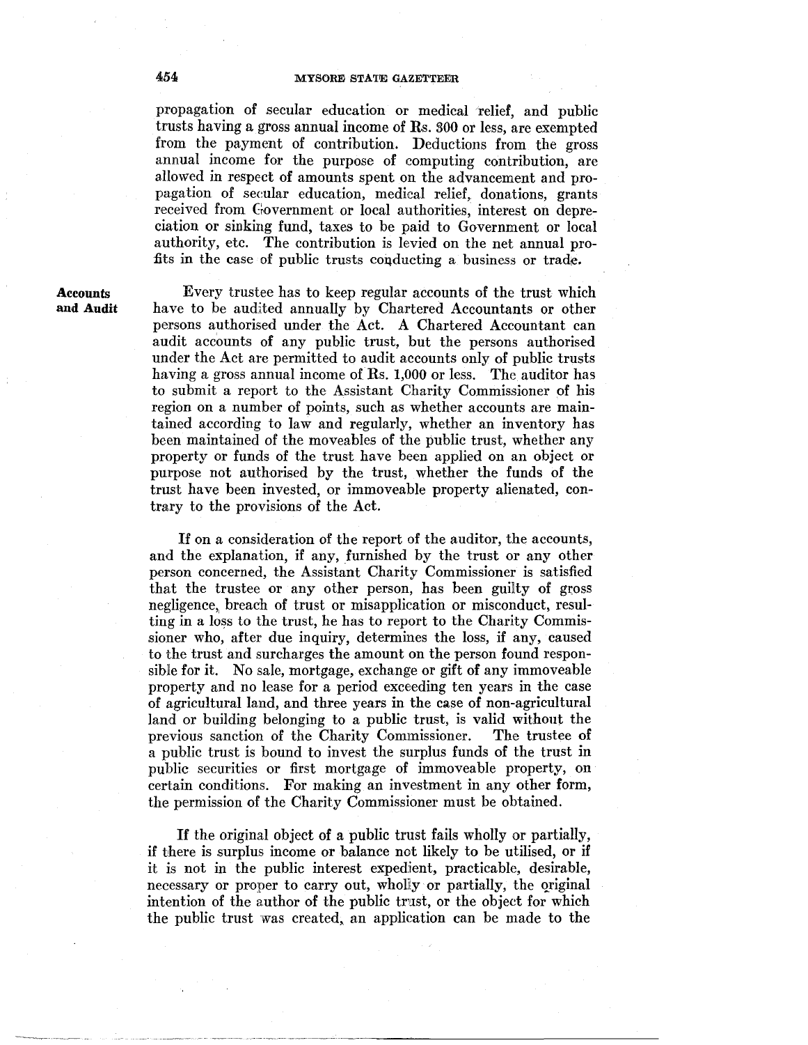propagation of secular education or medical relief, and public trusts having a gross annual income of Rs. 300 or less, are exempted from the payment of contribution. Deductions from the gross annual income for the purpose of computing contribution, are allowed in respect of amounts spent on the advancement and propagation of secular education, medical relief, donations, grants received from Government or local authorities, interest on depreciation or sinking fund, taxes to be paid to Government or local authority, etc. The contribution is levied on the net annual profits in the case of public trusts conducting a business or trade.

**Accounts and Audit**

Every trustee has to keep regular accounts of the trust which have to be audited annually by Chartered Accountants or other persons authorised under the Act. A Chartered Accountant can audit accounts of any public trust, but the persons authorised under the Act are permitted to audit accounts only of public trusts having a gross annual income of Rs. 1,000 or less. The auditor has to submit a report to the Assistant Charity Commissioner of his region on a number of points, such as whether accounts are maintained according to law and regularly, whether an inventory has been maintained of the moveables of the public trust, whether any property or funds of the trust have been applied on an object or purpose not authorised by the trust, whether the funds of the trust have been invested, or immoveable property alienated, contrary to the provisions of the Act.

If on a consideration of the report of the auditor, the accounts, and the explanation, if any, furnished by the trust or any other person concerned, the Assistant Charity Commissioner is satisfied that the trustee or any other person, has been guilty of gross negligence, breach of trust or misapplication or misconduct, resulting in a loss to the trust, he has to report to the Charity Commissioner who, after due inquiry, determines the loss, if any, caused to the trust and surcharges the amount on the person found responsible for it. No sale, mortgage, exchange or gift of any immoveable property and no lease for a period exceeding ten years in the case of agricultural land, and three years in the case of non-agricultural land or building belonging to a public trust, is valid without the previous sanction of the Charity Commissioner. The trustee of a public trust is bound to invest the surplus funds of the trust in public securities or first mortgage of immoveable property, on certain conditions. For making an investment in any other form, the permission of the Charity Commissioner must be obtained.

If the original object of a public trust fails wholly or partially, if there is surplus income or balance not likely to be utilised, or if it is not in the public interest expedient, practicable, desirable, necessary or proper to carry out, wholly or partially, the original intention of the author of the public trust, or the object for which the public trust was created, an application can be made to the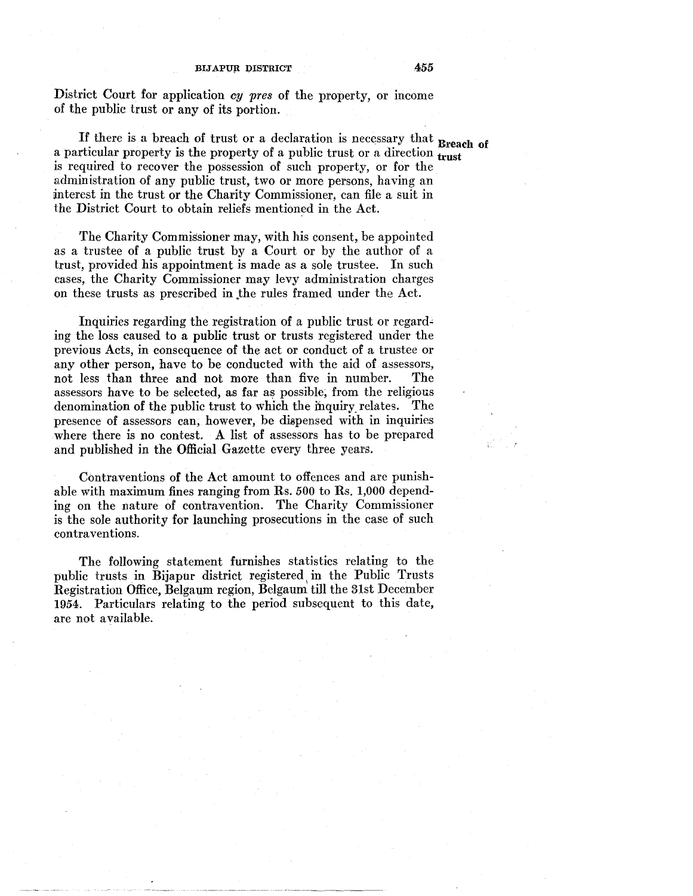District Court for application *cy pres* of the property, or income of the public trust or any of its portion.

**Breach of trust**

If there is a breach of trust or a declaration is necessary that a particular property is the property of a public trust or a direction is required to recover the possession of such property, or for the administration of any public trust, two or more persons, having an interest in the trust or the Charity Commissioner, can file a suit in the District Court to obtain reliefs mentioned in the Act.

The Charity Commissioner may, with his consent, be appointed as a trustee of a public trust by a Court or by the author of a trust, provided his appointment is made as a sole trustee. In such cases, the Charity Commissioner may levy administration charges on these trusts as prescribed in the rules framed under the Act.

Inquiries regarding the registration of a public trust or regarding the loss caused to a public trust or trusts registered under the previous Acts, in consequence of the act or conduct of a trustee or any other person, have to be conducted with the aid of assessors, not less than three and not more than five in number. The assessors have to be selected, as far as possible, from the religious denomination of the public trust to which the inquiry relates. The presence of assessors can, however, be dispensed with in inquiries where there is no contest. A list of assessors has to be prepared and published in the Official Gazette every three years.

Contraventions of the Act amount to offences and are punishable with maximum fines ranging from Rs. 500 to Rs. 1,000 depending on the nature of contravention. The Charity Commissioner is the sole authority for launching prosecutions in the case of such contraventions.

The following statement furnishes statistics relating to the public trusts in Bijapur district registered in the Public Trusts Registration Office, Belgaum region, Belgaum till the 31st December 1954. Particulars relating to the period subsequent to this date, are not available.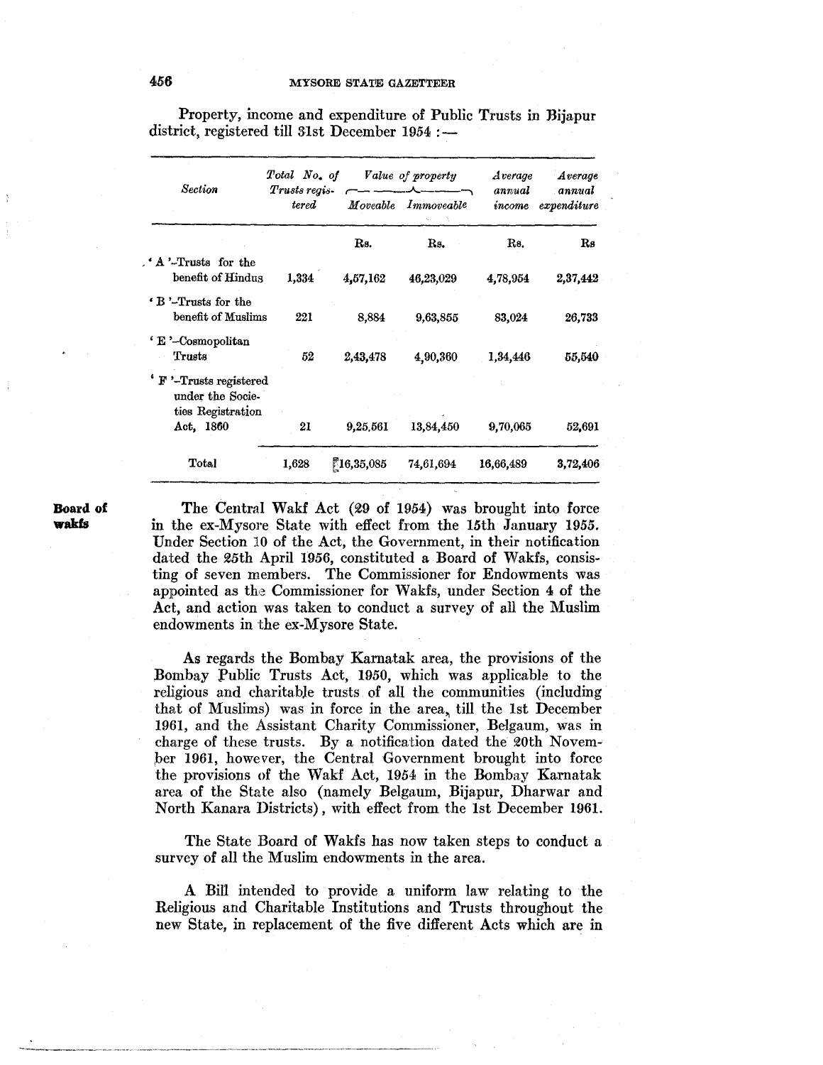Property, income and expenditure of Public Trusts in Bijapur district, registered till 31st December 1954 :—

| *Section* | *Total No. of Trusts registered* | *Value of property* | | *Average annual income* | *Average annual expenditure* |
|---|---|---|---|---|---|
| | | *Moveable* | *Immoveable* | | |
| | | Rs. | Rs. | Rs. | Rs |
| 'A'–Trusts for the benefit of Hindus | 1,334 | 4,57,162 | 46,23,029 | 4,78,954 | 2,37,442 |
| 'B'–Trusts for the benefit of Muslims | 221 | 8,884 | 9,63,855 | 83,024 | 26,733 |
| 'E'–Cosmopolitan Trusts | 52 | 2,43,478 | 4,90,360 | 1,34,446 | 55,540 |
| 'F'–Trusts registered under the Societies Registration Act, 1860 | 21 | 9,25,561 | 13,84,450 | 9,70,065 | 52,691 |
| Total | 1,628 | 16,35,085 | 74,61,694 | 16,66,489 | 3,72,406 |

**Board of wakfs**

The Central Wakf Act (29 of 1954) was brought into force in the ex-Mysore State with effect from the 15th January 1955. Under Section 10 of the Act, the Government, in their notification dated the 25th April 1956, constituted a Board of Wakfs, consisting of seven members. The Commissioner for Endowments was appointed as the Commissioner for Wakfs, under Section 4 of the Act, and action was taken to conduct a survey of all the Muslim endowments in the ex-Mysore State.

As regards the Bombay Karnatak area, the provisions of the Bombay Public Trusts Act, 1950, which was applicable to the religious and charitable trusts of all the communities (including that of Muslims) was in force in the area, till the 1st December 1961, and the Assistant Charity Commissioner, Belgaum, was in charge of these trusts. By a notification dated the 20th November 1961, however, the Central Government brought into force the provisions of the Wakf Act, 1954 in the Bombay Karnatak area of the State also (namely Belgaum, Bijapur, Dharwar and North Kanara Districts), with effect from the 1st December 1961.

The State Board of Wakfs has now taken steps to conduct a survey of all the Muslim endowments in the area.

A Bill intended to provide a uniform law relating to the Religious and Charitable Institutions and Trusts throughout the new State, in replacement of the five different Acts which are in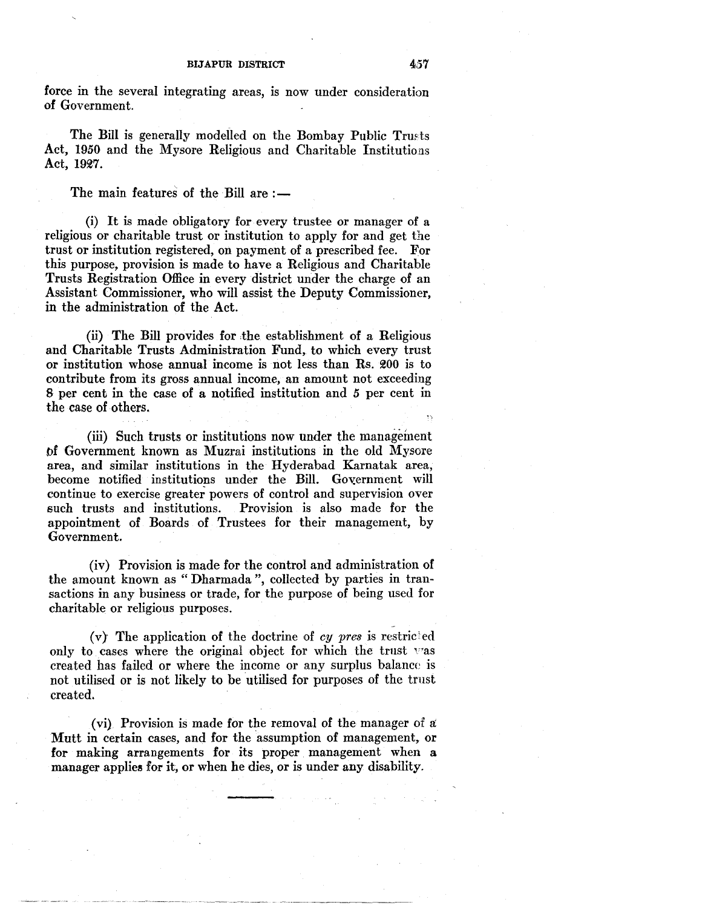force in the several integrating areas, is now under consideration of Government.

The Bill is generally modelled on the Bombay Public Trusts Act, 1950 and the Mysore Religious and Charitable Institutions Act, 1927.

The main features of the Bill are :—

(i) It is made obligatory for every trustee or manager of a religious or charitable trust or institution to apply for and get the trust or institution registered, on payment of a prescribed fee. For this purpose, provision is made to have a Religious and Charitable Trusts Registration Office in every district under the charge of an Assistant Commissioner, who will assist the Deputy Commissioner, in the administration of the Act.

(ii) The Bill provides for the establishment of a Religious and Charitable Trusts Administration Fund, to which every trust or institution whose annual income is not less than Rs. 200 is to contribute from its gross annual income, an amount not exceeding 8 per cent in the case of a notified institution and 5 per cent in the case of others.

(iii) Such trusts or institutions now under the management of Government known as Muzrai institutions in the old Mysore area, and similar institutions in the Hyderabad Karnatak area, become notified institutions under the Bill. Government will continue to exercise greater powers of control and supervision over such trusts and institutions. Provision is also made for the appointment of Boards of Trustees for their management, by Government.

(iv) Provision is made for the control and administration of the amount known as "Dharmada", collected by parties in transactions in any business or trade, for the purpose of being used for charitable or religious purposes.

(v) The application of the doctrine of *cy pres* is restricted only to cases where the original object for which the trust was created has failed or where the income or any surplus balance is not utilised or is not likely to be utilised for purposes of the trust created.

(vi) Provision is made for the removal of the manager of a Mutt in certain cases, and for the assumption of management, or for making arrangements for its proper management when a manager applies for it, or when he dies, or is under any disability.